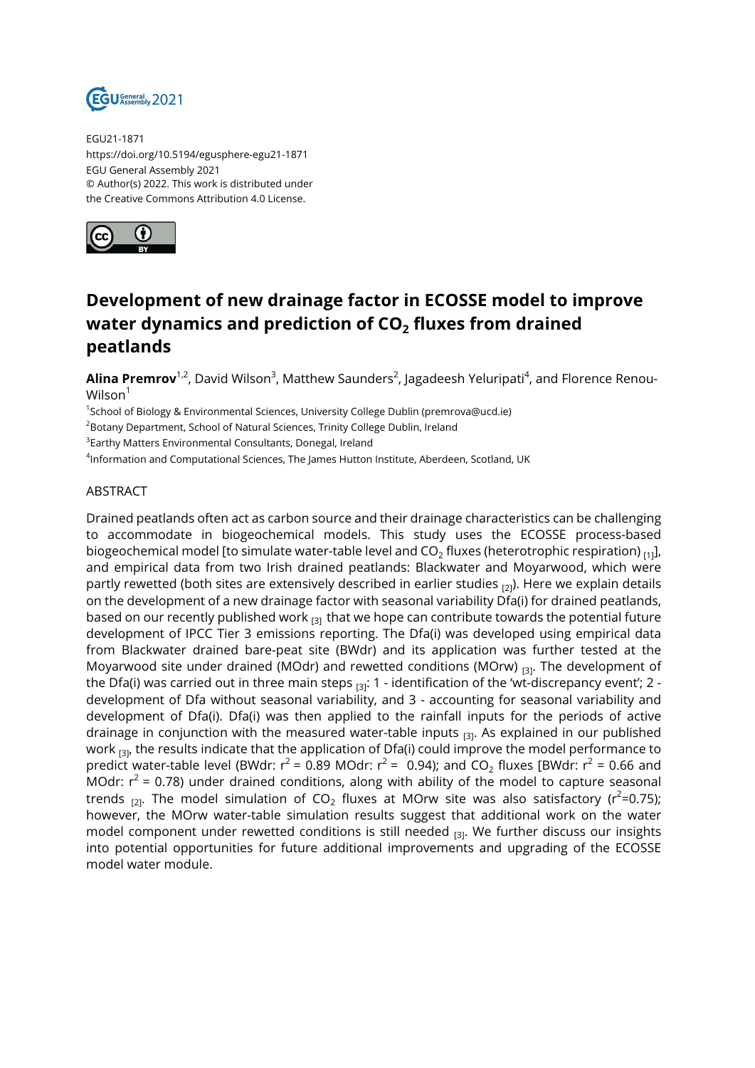EGU21-1871
https://doi.org/10.5194/egusphere-egu21-1871
EGU General Assembly 2021
© Author(s) 2022. This work is distributed under
the Creative Commons Attribution 4.0 License.

# Development of new drainage factor in ECOSSE model to improve water dynamics and prediction of $CO_2$ fluxes from drained peatlands

**Alina Premrov**[1,2], David Wilson[3], Matthew Saunders[2], Jagadeesh Yeluripati[4], and Florence Renou-Wilson[1]

[1]School of Biology & Environmental Sciences, University College Dublin (premrova@ucd.ie)
[2]Botany Department, School of Natural Sciences, Trinity College Dublin, Ireland
[3]Earthy Matters Environmental Consultants, Donegal, Ireland
[4]Information and Computational Sciences, The James Hutton Institute, Aberdeen, Scotland, UK

## ABSTRACT

Drained peatlands often act as carbon source and their drainage characteristics can be challenging to accommodate in biogeochemical models. This study uses the ECOSSE process-based biogeochemical model [to simulate water-table level and $CO_2$ fluxes (heterotrophic respiration) [1]], and empirical data from two Irish drained peatlands: Blackwater and Moyarwood, which were partly rewetted (both sites are extensively described in earlier studies [2]). Here we explain details on the development of a new drainage factor with seasonal variability Dfa(i) for drained peatlands, based on our recently published work [3] that we hope can contribute towards the potential future development of IPCC Tier 3 emissions reporting. The Dfa(i) was developed using empirical data from Blackwater drained bare-peat site (BWdr) and its application was further tested at the Moyarwood site under drained (MOdr) and rewetted conditions (MOrw) [3]. The development of the Dfa(i) was carried out in three main steps [3]: 1 - identification of the 'wt-discrepancy event'; 2 - development of Dfa without seasonal variability, and 3 - accounting for seasonal variability and development of Dfa(i). Dfa(i) was then applied to the rainfall inputs for the periods of active drainage in conjunction with the measured water-table inputs [3]. As explained in our published work [3], the results indicate that the application of Dfa(i) could improve the model performance to predict water-table level (BWdr: $r^2$ = 0.89 MOdr: $r^2$ = 0.94); and $CO_2$ fluxes [BWdr: $r^2$ = 0.66 and MOdr: $r^2$ = 0.78) under drained conditions, along with ability of the model to capture seasonal trends [2]. The model simulation of $CO_2$ fluxes at MOrw site was also satisfactory ($r^2$=0.75); however, the MOrw water-table simulation results suggest that additional work on the water model component under rewetted conditions is still needed [3]. We further discuss our insights into potential opportunities for future additional improvements and upgrading of the ECOSSE model water module.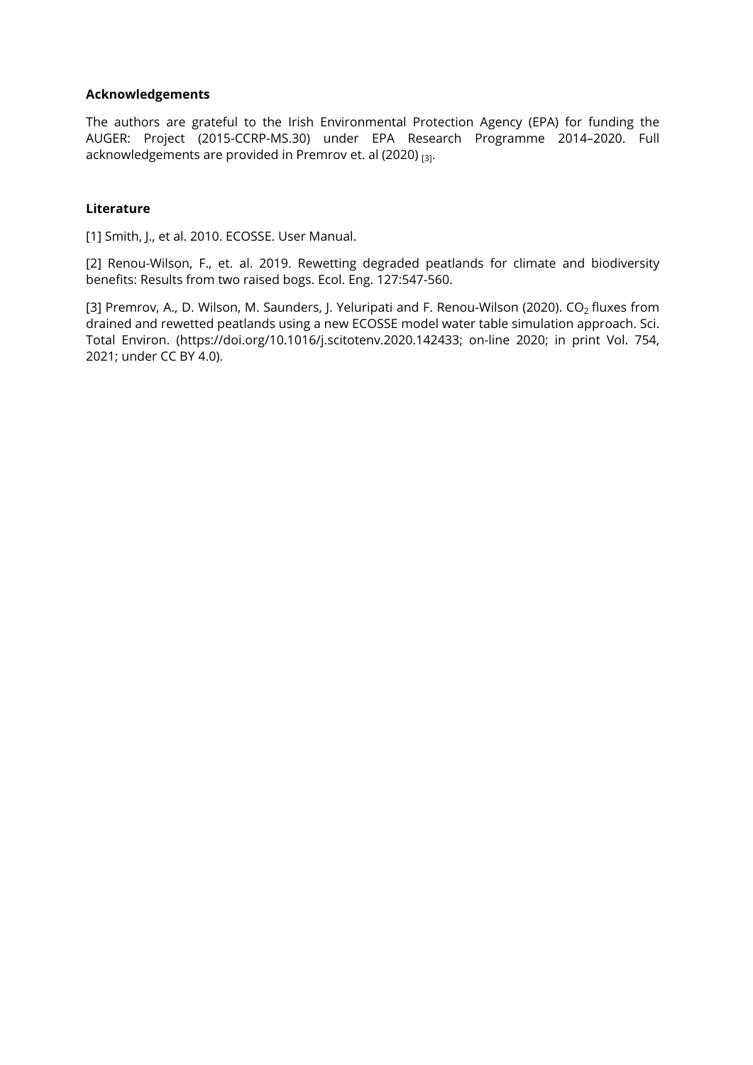**Acknowledgements**

The authors are grateful to the Irish Environmental Protection Agency (EPA) for funding the AUGER: Project (2015-CCRP-MS.30) under EPA Research Programme 2014–2020. Full acknowledgements are provided in Premrov et. al (2020) [3].

**Literature**

[1] Smith, J., et al. 2010. ECOSSE. User Manual.

[2] Renou-Wilson, F., et. al. 2019. Rewetting degraded peatlands for climate and biodiversity benefits: Results from two raised bogs. Ecol. Eng. 127:547-560.

[3] Premrov, A., D. Wilson, M. Saunders, J. Yeluripati and F. Renou-Wilson (2020). $CO_2$ fluxes from drained and rewetted peatlands using a new ECOSSE model water table simulation approach. Sci. Total Environ. (https://doi.org/10.1016/j.scitotenv.2020.142433; on-line 2020; in print Vol. 754, 2021; under CC BY 4.0).